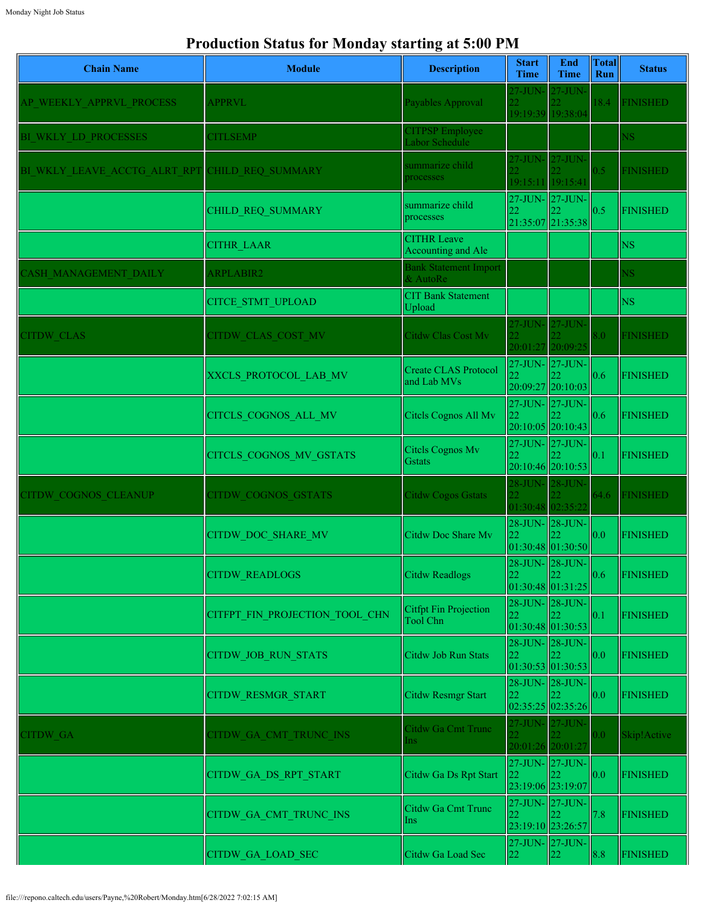# Production Status for Monday starting at 5:00 PM

| Chain Name | Module | Description | Start Time | End Time | Total Run | Status |
|---|---|---|---|---|---|---|
| AP_WEEKLY_APPRVL_PROCESS | APPRVL | Payables Approval | 27-JUN-22 19:19:39 | 27-JUN-22 19:38:04 | 18.4 | FINISHED |
| BI_WKLY_LD_PROCESSES | CITLSEMP | CITPSP Employee Labor Schedule | | | | NS |
| BI_WKLY_LEAVE_ACCTG_ALRT_RPT | CHILD_REQ_SUMMARY | summarize child processes | 27-JUN-22 19:15:11 | 27-JUN-22 19:15:41 | 0.5 | FINISHED |
| | CHILD_REQ_SUMMARY | summarize child processes | 27-JUN-22 21:35:07 | 27-JUN-22 21:35:38 | 0.5 | FINISHED |
| | CITHR_LAAR | CITHR Leave Accounting and Ale | | | | NS |
| CASH_MANAGEMENT_DAILY | ARPLABIR2 | Bank Statement Import & AutoRe | | | | NS |
| | CITCE_STMT_UPLOAD | CIT Bank Statement Upload | | | | NS |
| CITDW_CLAS | CITDW_CLAS_COST_MV | Citdw Clas Cost Mv | 27-JUN-22 20:01:27 | 27-JUN-22 20:09:25 | 8.0 | FINISHED |
| | XXCLS_PROTOCOL_LAB_MV | Create CLAS Protocol and Lab MVs | 27-JUN-22 20:09:27 | 27-JUN-22 20:10:03 | 0.6 | FINISHED |
| | CITCLS_COGNOS_ALL_MV | Citcls Cognos All Mv | 27-JUN-22 20:10:05 | 27-JUN-22 20:10:43 | 0.6 | FINISHED |
| | CITCLS_COGNOS_MV_GSTATS | Citcls Cognos Mv Gstats | 27-JUN-22 20:10:46 | 27-JUN-22 20:10:53 | 0.1 | FINISHED |
| CITDW_COGNOS_CLEANUP | CITDW_COGNOS_GSTATS | Citdw Cogos Gstats | 28-JUN-22 01:30:48 | 28-JUN-22 02:35:22 | 64.6 | FINISHED |
| | CITDW_DOC_SHARE_MV | Citdw Doc Share Mv | 28-JUN-22 01:30:48 | 28-JUN-22 01:30:50 | 0.0 | FINISHED |
| | CITDW_READLOGS | Citdw Readlogs | 28-JUN-22 01:30:48 | 28-JUN-22 01:31:25 | 0.6 | FINISHED |
| | CITFPT_FIN_PROJECTION_TOOL_CHN | Citfpt Fin Projection Tool Chn | 28-JUN-22 01:30:48 | 28-JUN-22 01:30:53 | 0.1 | FINISHED |
| | CITDW_JOB_RUN_STATS | Citdw Job Run Stats | 28-JUN-22 01:30:53 | 28-JUN-22 01:30:53 | 0.0 | FINISHED |
| | CITDW_RESMGR_START | Citdw Resmgr Start | 28-JUN-22 02:35:25 | 28-JUN-22 02:35:26 | 0.0 | FINISHED |
| CITDW_GA | CITDW_GA_CMT_TRUNC_INS | Citdw Ga Cmt Trunc Ins | 27-JUN-22 20:01:26 | 27-JUN-22 20:01:27 | 0.0 | Skip!Active |
| | CITDW_GA_DS_RPT_START | Citdw Ga Ds Rpt Start | 27-JUN-22 23:19:06 | 27-JUN-22 23:19:07 | 0.0 | FINISHED |
| | CITDW_GA_CMT_TRUNC_INS | Citdw Ga Cmt Trunc Ins | 27-JUN-22 23:19:10 | 27-JUN-22 23:26:57 | 7.8 | FINISHED |
| | CITDW_GA_LOAD_SEC | Citdw Ga Load Sec | 27-JUN-22 | 27-JUN-22 | 8.8 | FINISHED |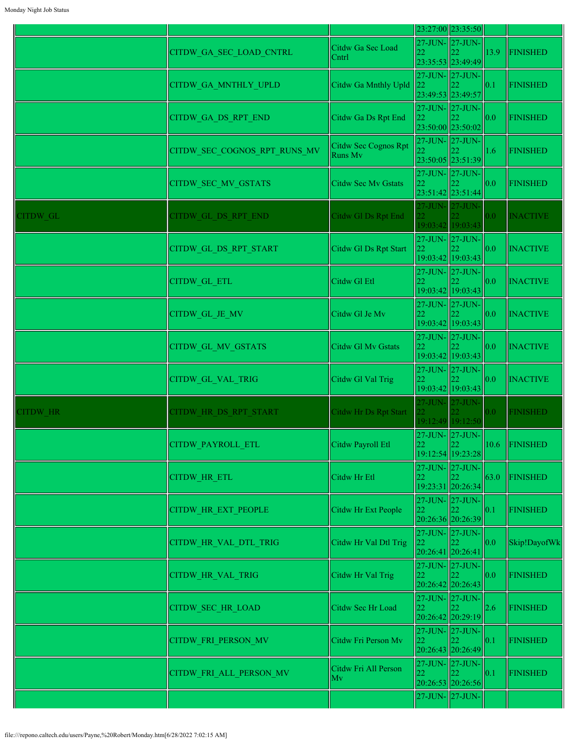| | | | | | | |
|---|---|---|---|---|---|---|
| | | | 23:27:00 | 23:35:50 | | |
| | CITDW_GA_SEC_LOAD_CNTRL | Citdw Ga Sec Load Cntrl | 27-JUN-22 23:35:53 | 27-JUN-22 23:49:49 | 13.9 | FINISHED |
| | CITDW_GA_MNTHLY_UPLD | Citdw Ga Mnthly Upld | 27-JUN-22 23:49:53 | 27-JUN-22 23:49:57 | 0.1 | FINISHED |
| | CITDW_GA_DS_RPT_END | Citdw Ga Ds Rpt End | 27-JUN-22 23:50:00 | 27-JUN-22 23:50:02 | 0.0 | FINISHED |
| | CITDW_SEC_COGNOS_RPT_RUNS_MV | Citdw Sec Cognos Rpt Runs Mv | 27-JUN-22 23:50:05 | 27-JUN-22 23:51:39 | 1.6 | FINISHED |
| | CITDW_SEC_MV_GSTATS | Citdw Sec Mv Gstats | 27-JUN-22 23:51:42 | 27-JUN-22 23:51:44 | 0.0 | FINISHED |
| CITDW_GL | CITDW_GL_DS_RPT_END | Citdw Gl Ds Rpt End | 27-JUN-22 19:03:42 | 27-JUN-22 19:03:43 | 0.0 | INACTIVE |
| | CITDW_GL_DS_RPT_START | Citdw Gl Ds Rpt Start | 27-JUN-22 19:03:42 | 27-JUN-22 19:03:43 | 0.0 | INACTIVE |
| | CITDW_GL_ETL | Citdw Gl Etl | 27-JUN-22 19:03:42 | 27-JUN-22 19:03:43 | 0.0 | INACTIVE |
| | CITDW_GL_JE_MV | Citdw Gl Je Mv | 27-JUN-22 19:03:42 | 27-JUN-22 19:03:43 | 0.0 | INACTIVE |
| | CITDW_GL_MV_GSTATS | Citdw Gl Mv Gstats | 27-JUN-22 19:03:42 | 27-JUN-22 19:03:43 | 0.0 | INACTIVE |
| | CITDW_GL_VAL_TRIG | Citdw Gl Val Trig | 27-JUN-22 19:03:42 | 27-JUN-22 19:03:43 | 0.0 | INACTIVE |
| CITDW_HR | CITDW_HR_DS_RPT_START | Citdw Hr Ds Rpt Start | 27-JUN-22 19:12:49 | 27-JUN-22 19:12:50 | 0.0 | FINISHED |
| | CITDW_PAYROLL_ETL | Citdw Payroll Etl | 27-JUN-22 19:12:54 | 27-JUN-22 19:23:28 | 10.6 | FINISHED |
| | CITDW_HR_ETL | Citdw Hr Etl | 27-JUN-22 19:23:31 | 27-JUN-22 20:26:34 | 63.0 | FINISHED |
| | CITDW_HR_EXT_PEOPLE | Citdw Hr Ext People | 27-JUN-22 20:26:36 | 27-JUN-22 20:26:39 | 0.1 | FINISHED |
| | CITDW_HR_VAL_DTL_TRIG | Citdw Hr Val Dtl Trig | 27-JUN-22 20:26:41 | 27-JUN-22 20:26:41 | 0.0 | Skip!DayofWk |
| | CITDW_HR_VAL_TRIG | Citdw Hr Val Trig | 27-JUN-22 20:26:42 | 27-JUN-22 20:26:43 | 0.0 | FINISHED |
| | CITDW_SEC_HR_LOAD | Citdw Sec Hr Load | 27-JUN-22 20:26:42 | 27-JUN-22 20:29:19 | 2.6 | FINISHED |
| | CITDW_FRI_PERSON_MV | Citdw Fri Person Mv | 27-JUN-22 20:26:43 | 27-JUN-22 20:26:49 | 0.1 | FINISHED |
| | CITDW_FRI_ALL_PERSON_MV | Citdw Fri All Person Mv | 27-JUN-22 20:26:53 | 27-JUN-22 20:26:56 | 0.1 | FINISHED |
| | | | 27-JUN- | 27-JUN- | | |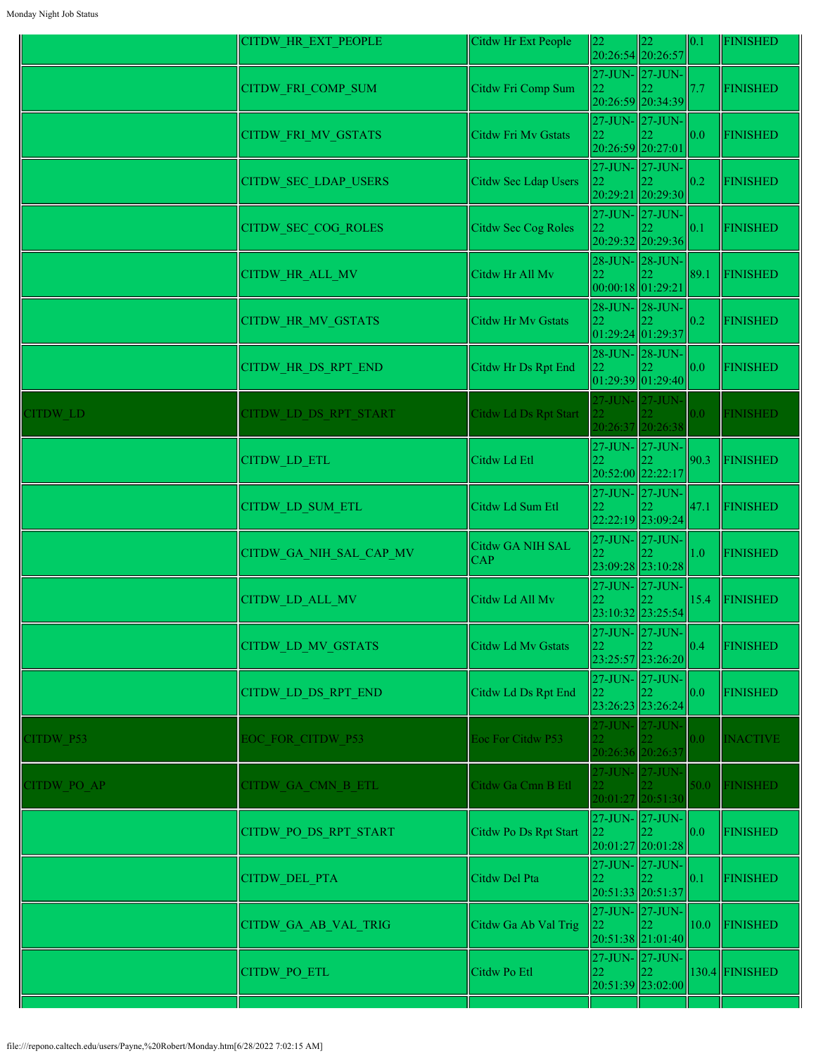| | | | | | | |
|---|---|---|---|---|---|---|
| | CITDW_HR_EXT_PEOPLE | Citdw Hr Ext People | 22 20:26:54 | 22 20:26:57 | 0.1 | FINISHED |
| | CITDW_FRI_COMP_SUM | Citdw Fri Comp Sum | 27-JUN-22 20:26:59 | 27-JUN-22 20:34:39 | 7.7 | FINISHED |
| | CITDW_FRI_MV_GSTATS | Citdw Fri Mv Gstats | 27-JUN-22 20:26:59 | 27-JUN-22 20:27:01 | 0.0 | FINISHED |
| | CITDW_SEC_LDAP_USERS | Citdw Sec Ldap Users | 27-JUN-22 20:29:21 | 27-JUN-22 20:29:30 | 0.2 | FINISHED |
| | CITDW_SEC_COG_ROLES | Citdw Sec Cog Roles | 27-JUN-22 20:29:32 | 27-JUN-22 20:29:36 | 0.1 | FINISHED |
| | CITDW_HR_ALL_MV | Citdw Hr All Mv | 28-JUN-22 00:00:18 | 28-JUN-22 01:29:21 | 89.1 | FINISHED |
| | CITDW_HR_MV_GSTATS | Citdw Hr Mv Gstats | 28-JUN-22 01:29:24 | 28-JUN-22 01:29:37 | 0.2 | FINISHED |
| | CITDW_HR_DS_RPT_END | Citdw Hr Ds Rpt End | 28-JUN-22 01:29:39 | 28-JUN-22 01:29:40 | 0.0 | FINISHED |
| CITDW_LD | CITDW_LD_DS_RPT_START | Citdw Ld Ds Rpt Start | 27-JUN-22 20:26:37 | 27-JUN-22 20:26:38 | 0.0 | FINISHED |
| | CITDW_LD_ETL | Citdw Ld Etl | 27-JUN-22 20:52:00 | 27-JUN-22 22:22:17 | 90.3 | FINISHED |
| | CITDW_LD_SUM_ETL | Citdw Ld Sum Etl | 27-JUN-22 22:22:19 | 27-JUN-22 23:09:24 | 47.1 | FINISHED |
| | CITDW_GA_NIH_SAL_CAP_MV | Citdw GA NIH SAL CAP | 27-JUN-22 23:09:28 | 27-JUN-22 23:10:28 | 1.0 | FINISHED |
| | CITDW_LD_ALL_MV | Citdw Ld All Mv | 27-JUN-22 23:10:32 | 27-JUN-22 23:25:54 | 15.4 | FINISHED |
| | CITDW_LD_MV_GSTATS | Citdw Ld Mv Gstats | 27-JUN-22 23:25:57 | 27-JUN-22 23:26:20 | 0.4 | FINISHED |
| | CITDW_LD_DS_RPT_END | Citdw Ld Ds Rpt End | 27-JUN-22 23:26:23 | 27-JUN-22 23:26:24 | 0.0 | FINISHED |
| CITDW_P53 | EOC_FOR_CITDW_P53 | Eoc For Citdw P53 | 27-JUN-22 20:26:36 | 27-JUN-22 20:26:37 | 0.0 | INACTIVE |
| CITDW_PO_AP | CITDW_GA_CMN_B_ETL | Citdw Ga Cmn B Etl | 27-JUN-22 20:01:27 | 27-JUN-22 20:51:30 | 50.0 | FINISHED |
| | CITDW_PO_DS_RPT_START | Citdw Po Ds Rpt Start | 27-JUN-22 20:01:27 | 27-JUN-22 20:01:28 | 0.0 | FINISHED |
| | CITDW_DEL_PTA | Citdw Del Pta | 27-JUN-22 20:51:33 | 27-JUN-22 20:51:37 | 0.1 | FINISHED |
| | CITDW_GA_AB_VAL_TRIG | Citdw Ga Ab Val Trig | 27-JUN-22 20:51:38 | 27-JUN-22 21:01:40 | 10.0 | FINISHED |
| | CITDW_PO_ETL | Citdw Po Etl | 27-JUN-22 20:51:39 | 27-JUN-22 23:02:00 | 130.4 | FINISHED |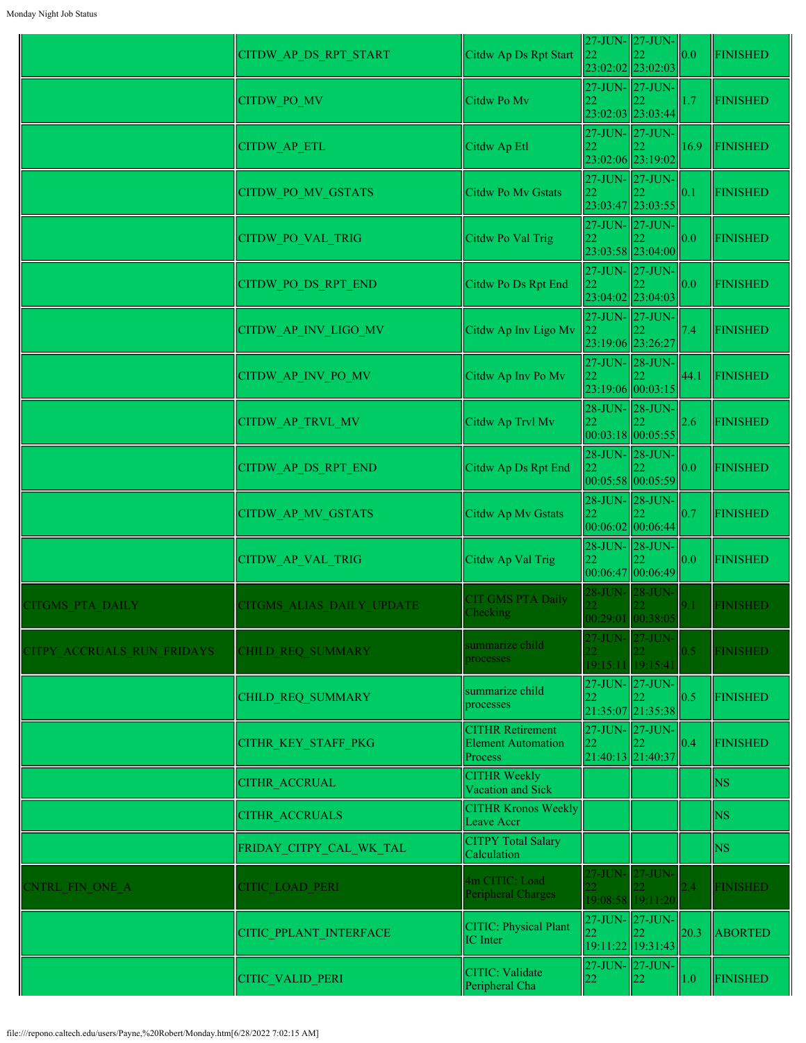| | | | | | | |
|---|---|---|---|---|---|---|
| | CITDW_AP_DS_RPT_START | Citdw Ap Ds Rpt Start | 27-JUN-22 23:02:02 | 27-JUN-22 23:02:03 | 0.0 | FINISHED |
| | CITDW_PO_MV | Citdw Po Mv | 27-JUN-22 23:02:03 | 27-JUN-22 23:03:44 | 1.7 | FINISHED |
| | CITDW_AP_ETL | Citdw Ap Etl | 27-JUN-22 23:02:06 | 27-JUN-22 23:19:02 | 16.9 | FINISHED |
| | CITDW_PO_MV_GSTATS | Citdw Po Mv Gstats | 27-JUN-22 23:03:47 | 27-JUN-22 23:03:55 | 0.1 | FINISHED |
| | CITDW_PO_VAL_TRIG | Citdw Po Val Trig | 27-JUN-22 23:03:58 | 27-JUN-22 23:04:00 | 0.0 | FINISHED |
| | CITDW_PO_DS_RPT_END | Citdw Po Ds Rpt End | 27-JUN-22 23:04:02 | 27-JUN-22 23:04:03 | 0.0 | FINISHED |
| | CITDW_AP_INV_LIGO_MV | Citdw Ap Inv Ligo Mv | 27-JUN-22 23:19:06 | 27-JUN-22 23:26:27 | 7.4 | FINISHED |
| | CITDW_AP_INV_PO_MV | Citdw Ap Inv Po Mv | 27-JUN-22 23:19:06 | 28-JUN-22 00:03:15 | 44.1 | FINISHED |
| | CITDW_AP_TRVL_MV | Citdw Ap Trvl Mv | 28-JUN-22 00:03:18 | 28-JUN-22 00:05:55 | 2.6 | FINISHED |
| | CITDW_AP_DS_RPT_END | Citdw Ap Ds Rpt End | 28-JUN-22 00:05:58 | 28-JUN-22 00:05:59 | 0.0 | FINISHED |
| | CITDW_AP_MV_GSTATS | Citdw Ap Mv Gstats | 28-JUN-22 00:06:02 | 28-JUN-22 00:06:44 | 0.7 | FINISHED |
| | CITDW_AP_VAL_TRIG | Citdw Ap Val Trig | 28-JUN-22 00:06:47 | 28-JUN-22 00:06:49 | 0.0 | FINISHED |
| CITGMS_PTA_DAILY | CITGMS_ALIAS_DAILY_UPDATE | CIT GMS PTA Daily Checking | 28-JUN-22 00:29:01 | 28-JUN-22 00:38:05 | 9.1 | FINISHED |
| CITPY_ACCRUALS_RUN_FRIDAYS | CHILD_REQ_SUMMARY | summarize child processes | 27-JUN-22 19:15:11 | 27-JUN-22 19:15:41 | 0.5 | FINISHED |
| | CHILD_REQ_SUMMARY | summarize child processes | 27-JUN-22 21:35:07 | 27-JUN-22 21:35:38 | 0.5 | FINISHED |
| | CITHR_KEY_STAFF_PKG | CITHR Retirement Element Automation Process | 27-JUN-22 21:40:13 | 27-JUN-22 21:40:37 | 0.4 | FINISHED |
| | CITHR_ACCRUAL | CITHR Weekly Vacation and Sick | | | | NS |
| | CITHR_ACCRUALS | CITHR Kronos Weekly Leave Accr | | | | NS |
| | FRIDAY_CITPY_CAL_WK_TAL | CITPY Total Salary Calculation | | | | NS |
| CNTRL_FIN_ONE_A | CITIC_LOAD_PERI | 4m CITIC: Load Peripheral Charges | 27-JUN-22 19:08:58 | 27-JUN-22 19:11:20 | 2.4 | FINISHED |
| | CITIC_PPLANT_INTERFACE | CITIC: Physical Plant IC Inter | 27-JUN-22 19:11:22 | 27-JUN-22 19:31:43 | 20.3 | ABORTED |
| | CITIC_VALID_PERI | CITIC: Validate Peripheral Cha | 27-JUN-22 | 27-JUN-22 | 1.0 | FINISHED |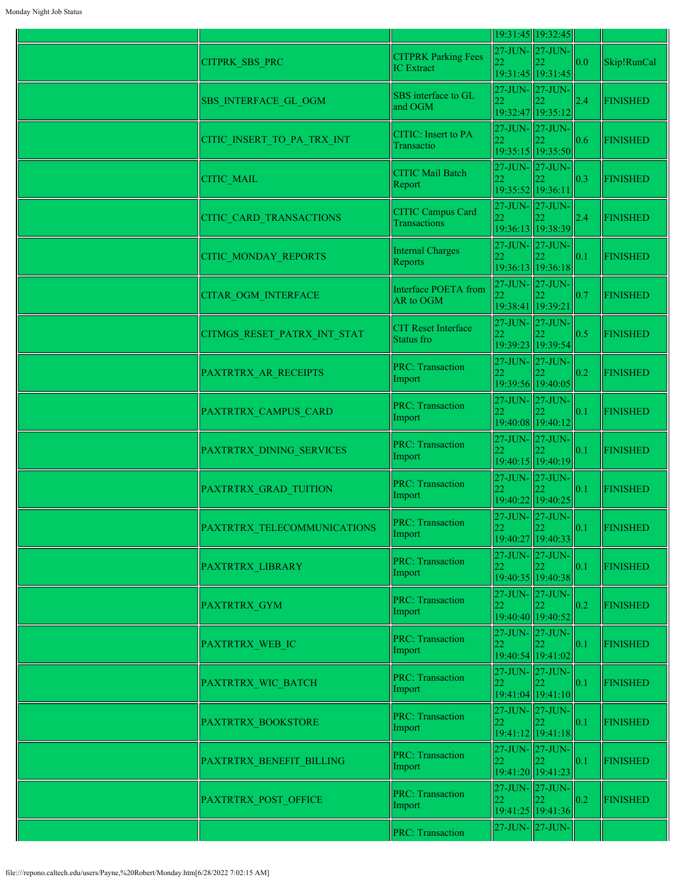| | | | | | | |
|---|---|---|---|---|---|---|
| | | | 19:31:45 | 19:32:45 | | |
| | CITPRK_SBS_PRC | CITPRK Parking Fees IC Extract | 27-JUN-22 19:31:45 | 27-JUN-22 19:31:45 | 0.0 | Skip!RunCal |
| | SBS_INTERFACE_GL_OGM | SBS interface to GL and OGM | 27-JUN-22 19:32:47 | 27-JUN-22 19:35:12 | 2.4 | FINISHED |
| | CITIC_INSERT_TO_PA_TRX_INT | CITIC: Insert to PA Transactio | 27-JUN-22 19:35:15 | 27-JUN-22 19:35:50 | 0.6 | FINISHED |
| | CITIC_MAIL | CITIC Mail Batch Report | 27-JUN-22 19:35:52 | 27-JUN-22 19:36:11 | 0.3 | FINISHED |
| | CITIC_CARD_TRANSACTIONS | CITIC Campus Card Transactions | 27-JUN-22 19:36:13 | 27-JUN-22 19:38:39 | 2.4 | FINISHED |
| | CITIC_MONDAY_REPORTS | Internal Charges Reports | 27-JUN-22 19:36:13 | 27-JUN-22 19:36:18 | 0.1 | FINISHED |
| | CITAR_OGM_INTERFACE | Interface POETA from AR to OGM | 27-JUN-22 19:38:41 | 27-JUN-22 19:39:21 | 0.7 | FINISHED |
| | CITMGS_RESET_PATRX_INT_STAT | CIT Reset Interface Status fro | 27-JUN-22 19:39:23 | 27-JUN-22 19:39:54 | 0.5 | FINISHED |
| | PAXTRTRX_AR_RECEIPTS | PRC: Transaction Import | 27-JUN-22 19:39:56 | 27-JUN-22 19:40:05 | 0.2 | FINISHED |
| | PAXTRTRX_CAMPUS_CARD | PRC: Transaction Import | 27-JUN-22 19:40:08 | 27-JUN-22 19:40:12 | 0.1 | FINISHED |
| | PAXTRTRX_DINING_SERVICES | PRC: Transaction Import | 27-JUN-22 19:40:15 | 27-JUN-22 19:40:19 | 0.1 | FINISHED |
| | PAXTRTRX_GRAD_TUITION | PRC: Transaction Import | 27-JUN-22 19:40:22 | 27-JUN-22 19:40:25 | 0.1 | FINISHED |
| | PAXTRTRX_TELECOMMUNICATIONS | PRC: Transaction Import | 27-JUN-22 19:40:27 | 27-JUN-22 19:40:33 | 0.1 | FINISHED |
| | PAXTRTRX_LIBRARY | PRC: Transaction Import | 27-JUN-22 19:40:35 | 27-JUN-22 19:40:38 | 0.1 | FINISHED |
| | PAXTRTRX_GYM | PRC: Transaction Import | 27-JUN-22 19:40:40 | 27-JUN-22 19:40:52 | 0.2 | FINISHED |
| | PAXTRTRX_WEB_IC | PRC: Transaction Import | 27-JUN-22 19:40:54 | 27-JUN-22 19:41:02 | 0.1 | FINISHED |
| | PAXTRTRX_WIC_BATCH | PRC: Transaction Import | 27-JUN-22 19:41:04 | 27-JUN-22 19:41:10 | 0.1 | FINISHED |
| | PAXTRTRX_BOOKSTORE | PRC: Transaction Import | 27-JUN-22 19:41:12 | 27-JUN-22 19:41:18 | 0.1 | FINISHED |
| | PAXTRTRX_BENEFIT_BILLING | PRC: Transaction Import | 27-JUN-22 19:41:20 | 27-JUN-22 19:41:23 | 0.1 | FINISHED |
| | PAXTRTRX_POST_OFFICE | PRC: Transaction Import | 27-JUN-22 19:41:25 | 27-JUN-22 19:41:36 | 0.2 | FINISHED |
| | | PRC: Transaction | 27-JUN- | 27-JUN- | | |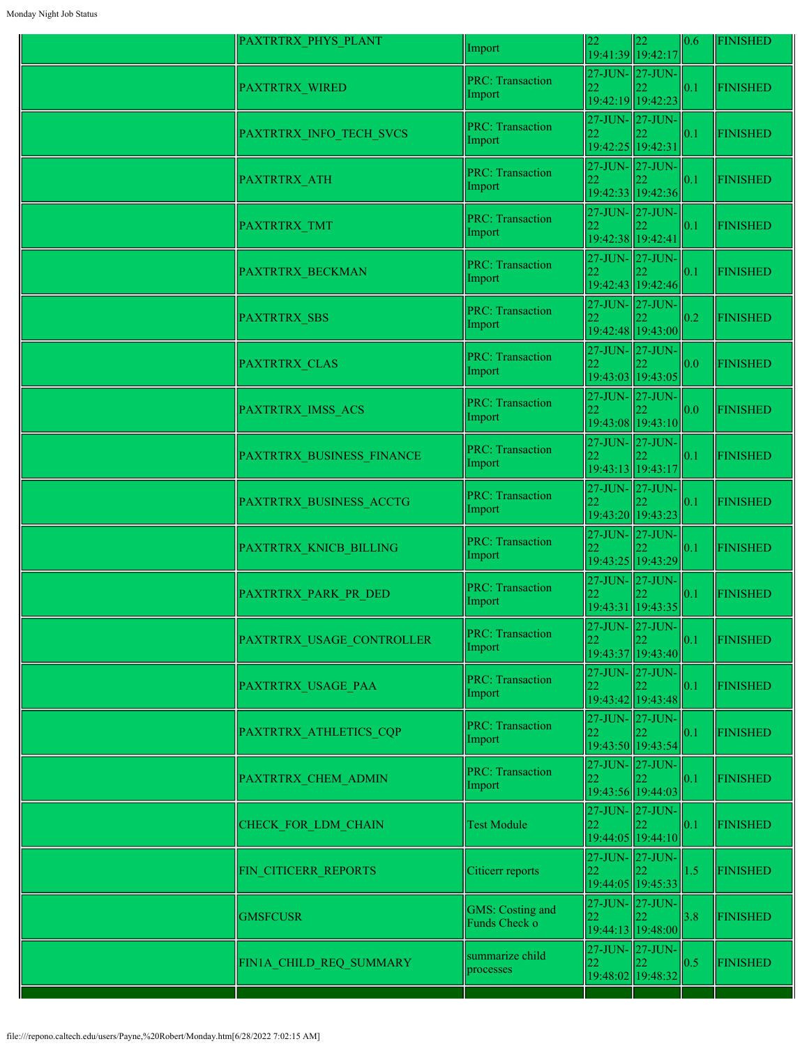| | PAXTRTRX_PHYS_PLANT | Import | 22 19:41:39 | 22 19:42:17 | 0.6 | FINISHED |
|---|---|---|---|---|---|---|
| | PAXTRTRX_WIRED | PRC: Transaction Import | 27-JUN-22 19:42:19 | 27-JUN-22 19:42:23 | 0.1 | FINISHED |
| | PAXTRTRX_INFO_TECH_SVCS | PRC: Transaction Import | 27-JUN-22 19:42:25 | 27-JUN-22 19:42:31 | 0.1 | FINISHED |
| | PAXTRTRX_ATH | PRC: Transaction Import | 27-JUN-22 19:42:33 | 27-JUN-22 19:42:36 | 0.1 | FINISHED |
| | PAXTRTRX_TMT | PRC: Transaction Import | 27-JUN-22 19:42:38 | 27-JUN-22 19:42:41 | 0.1 | FINISHED |
| | PAXTRTRX_BECKMAN | PRC: Transaction Import | 27-JUN-22 19:42:43 | 27-JUN-22 19:42:46 | 0.1 | FINISHED |
| | PAXTRTRX_SBS | PRC: Transaction Import | 27-JUN-22 19:42:48 | 27-JUN-22 19:43:00 | 0.2 | FINISHED |
| | PAXTRTRX_CLAS | PRC: Transaction Import | 27-JUN-22 19:43:03 | 27-JUN-22 19:43:05 | 0.0 | FINISHED |
| | PAXTRTRX_IMSS_ACS | PRC: Transaction Import | 27-JUN-22 19:43:08 | 27-JUN-22 19:43:10 | 0.0 | FINISHED |
| | PAXTRTRX_BUSINESS_FINANCE | PRC: Transaction Import | 27-JUN-22 19:43:13 | 27-JUN-22 19:43:17 | 0.1 | FINISHED |
| | PAXTRTRX_BUSINESS_ACCTG | PRC: Transaction Import | 27-JUN-22 19:43:20 | 27-JUN-22 19:43:23 | 0.1 | FINISHED |
| | PAXTRTRX_KNICB_BILLING | PRC: Transaction Import | 27-JUN-22 19:43:25 | 27-JUN-22 19:43:29 | 0.1 | FINISHED |
| | PAXTRTRX_PARK_PR_DED | PRC: Transaction Import | 27-JUN-22 19:43:31 | 27-JUN-22 19:43:35 | 0.1 | FINISHED |
| | PAXTRTRX_USAGE_CONTROLLER | PRC: Transaction Import | 27-JUN-22 19:43:37 | 27-JUN-22 19:43:40 | 0.1 | FINISHED |
| | PAXTRTRX_USAGE_PAA | PRC: Transaction Import | 27-JUN-22 19:43:42 | 27-JUN-22 19:43:48 | 0.1 | FINISHED |
| | PAXTRTRX_ATHLETICS_CQP | PRC: Transaction Import | 27-JUN-22 19:43:50 | 27-JUN-22 19:43:54 | 0.1 | FINISHED |
| | PAXTRTRX_CHEM_ADMIN | PRC: Transaction Import | 27-JUN-22 19:43:56 | 27-JUN-22 19:44:03 | 0.1 | FINISHED |
| | CHECK_FOR_LDM_CHAIN | Test Module | 27-JUN-22 19:44:05 | 27-JUN-22 19:44:10 | 0.1 | FINISHED |
| | FIN_CITICERR_REPORTS | Citicerr reports | 27-JUN-22 19:44:05 | 27-JUN-22 19:45:33 | 1.5 | FINISHED |
| | GMSFCUSR | GMS: Costing and Funds Check o | 27-JUN-22 19:44:13 | 27-JUN-22 19:48:00 | 3.8 | FINISHED |
| | FIN1A_CHILD_REQ_SUMMARY | summarize child processes | 27-JUN-22 19:48:02 | 27-JUN-22 19:48:32 | 0.5 | FINISHED |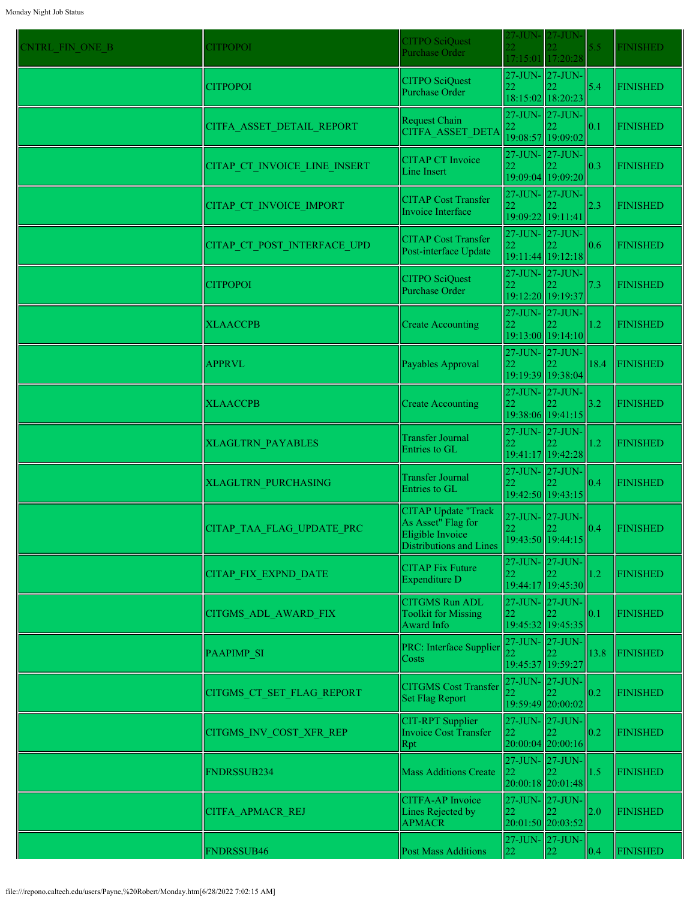| CNTRL_FIN_ONE_B | CITPOPOI | CITPO SciQuest Purchase Order | 27-JUN-22 17:15:01 | 27-JUN-22 17:20:28 | 5.5 | FINISHED |
| --- | --- | --- | --- | --- | --- | --- |
| | CITPOPOI | CITPO SciQuest Purchase Order | 27-JUN-22 18:15:02 | 27-JUN-22 18:20:23 | 5.4 | FINISHED |
| | CITFA_ASSET_DETAIL_REPORT | Request Chain CITFA_ASSET_DETA | 27-JUN-22 19:08:57 | 27-JUN-22 19:09:02 | 0.1 | FINISHED |
| | CITAP_CT_INVOICE_LINE_INSERT | CITAP CT Invoice Line Insert | 27-JUN-22 19:09:04 | 27-JUN-22 19:09:20 | 0.3 | FINISHED |
| | CITAP_CT_INVOICE_IMPORT | CITAP Cost Transfer Invoice Interface | 27-JUN-22 19:09:22 | 27-JUN-22 19:11:41 | 2.3 | FINISHED |
| | CITAP_CT_POST_INTERFACE_UPD | CITAP Cost Transfer Post-interface Update | 27-JUN-22 19:11:44 | 27-JUN-22 19:12:18 | 0.6 | FINISHED |
| | CITPOPOI | CITPO SciQuest Purchase Order | 27-JUN-22 19:12:20 | 27-JUN-22 19:19:37 | 7.3 | FINISHED |
| | XLAACCPB | Create Accounting | 27-JUN-22 19:13:00 | 27-JUN-22 19:14:10 | 1.2 | FINISHED |
| | APPRVL | Payables Approval | 27-JUN-22 19:19:39 | 27-JUN-22 19:38:04 | 18.4 | FINISHED |
| | XLAACCPB | Create Accounting | 27-JUN-22 19:38:06 | 27-JUN-22 19:41:15 | 3.2 | FINISHED |
| | XLAGLTRN_PAYABLES | Transfer Journal Entries to GL | 27-JUN-22 19:41:17 | 27-JUN-22 19:42:28 | 1.2 | FINISHED |
| | XLAGLTRN_PURCHASING | Transfer Journal Entries to GL | 27-JUN-22 19:42:50 | 27-JUN-22 19:43:15 | 0.4 | FINISHED |
| | CITAP_TAA_FLAG_UPDATE_PRC | CITAP Update "Track As Asset" Flag for Eligible Invoice Distributions and Lines | 27-JUN-22 19:43:50 | 27-JUN-22 19:44:15 | 0.4 | FINISHED |
| | CITAP_FIX_EXPND_DATE | CITAP Fix Future Expenditure D | 27-JUN-22 19:44:17 | 27-JUN-22 19:45:30 | 1.2 | FINISHED |
| | CITGMS_ADL_AWARD_FIX | CITGMS Run ADL Toolkit for Missing Award Info | 27-JUN-22 19:45:32 | 27-JUN-22 19:45:35 | 0.1 | FINISHED |
| | PAAPIMP_SI | PRC: Interface Supplier Costs | 27-JUN-22 19:45:37 | 27-JUN-22 19:59:27 | 13.8 | FINISHED |
| | CITGMS_CT_SET_FLAG_REPORT | CITGMS Cost Transfer Set Flag Report | 27-JUN-22 19:59:49 | 27-JUN-22 20:00:02 | 0.2 | FINISHED |
| | CITGMS_INV_COST_XFR_REP | CIT-RPT Supplier Invoice Cost Transfer Rpt | 27-JUN-22 20:00:04 | 27-JUN-22 20:00:16 | 0.2 | FINISHED |
| | FNDRSSUB234 | Mass Additions Create | 27-JUN-22 20:00:18 | 27-JUN-22 20:01:48 | 1.5 | FINISHED |
| | CITFA_APMACR_REJ | CITFA-AP Invoice Lines Rejected by APMACR | 27-JUN-22 20:01:50 | 27-JUN-22 20:03:52 | 2.0 | FINISHED |
| | FNDRSSUB46 | Post Mass Additions | 27-JUN-22 | 27-JUN-22 | 0.4 | FINISHED |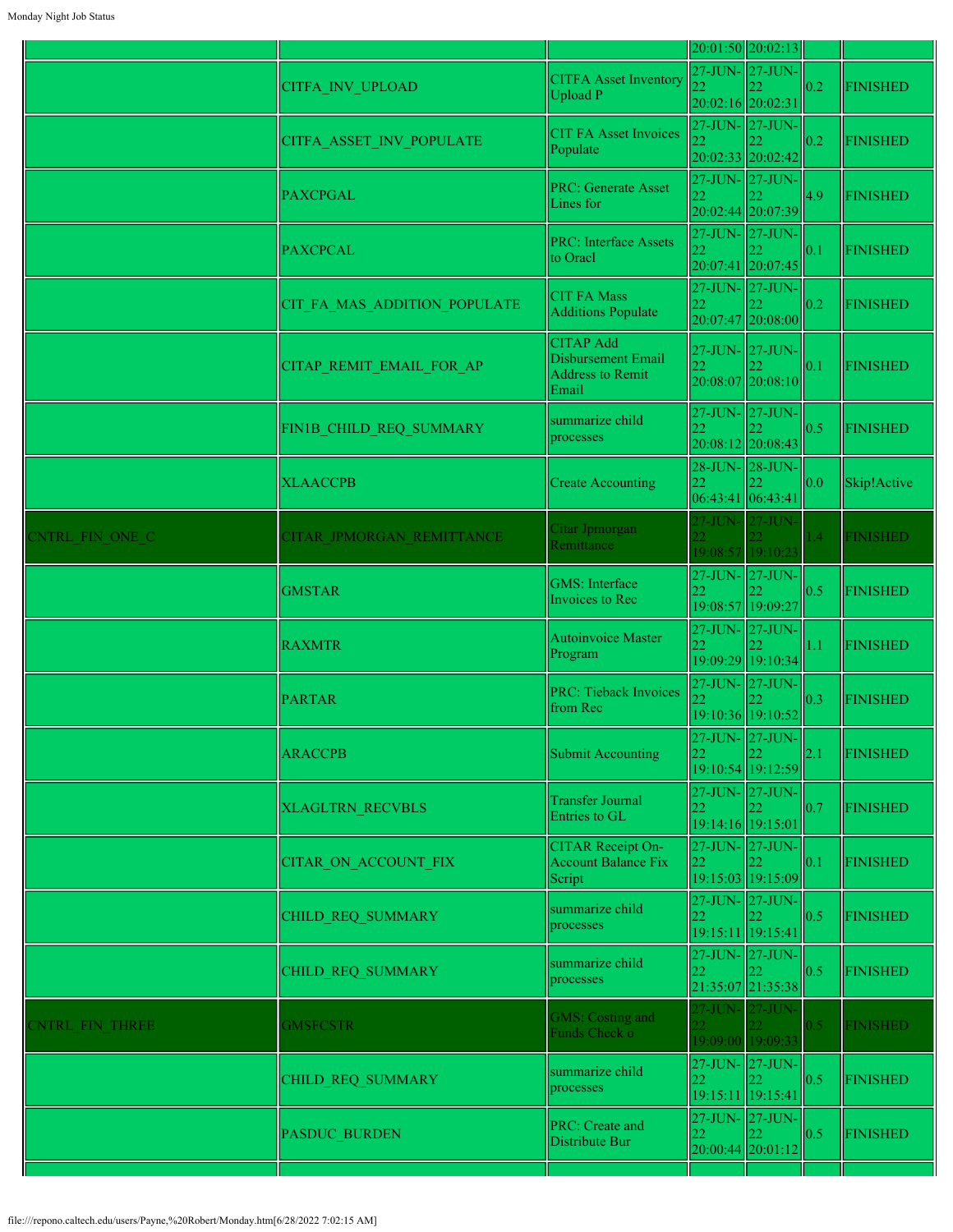| | | | | | | |
|---|---|---|---|---|---|---|
| | | | 20:01:50 | 20:02:13 | | |
| | CITFA_INV_UPLOAD | CITFA Asset Inventory Upload P | 27-JUN-22 20:02:16 | 27-JUN-22 20:02:31 | 0.2 | FINISHED |
| | CITFA_ASSET_INV_POPULATE | CIT FA Asset Invoices Populate | 27-JUN-22 20:02:33 | 27-JUN-22 20:02:42 | 0.2 | FINISHED |
| | PAXCPGAL | PRC: Generate Asset Lines for | 27-JUN-22 20:02:44 | 27-JUN-22 20:07:39 | 4.9 | FINISHED |
| | PAXCPCAL | PRC: Interface Assets to Oracl | 27-JUN-22 20:07:41 | 27-JUN-22 20:07:45 | 0.1 | FINISHED |
| | CIT_FA_MAS_ADDITION_POPULATE | CIT FA Mass Additions Populate | 27-JUN-22 20:07:47 | 27-JUN-22 20:08:00 | 0.2 | FINISHED |
| | CITAP_REMIT_EMAIL_FOR_AP | CITAP Add Disbursement Email Address to Remit Email | 27-JUN-22 20:08:07 | 27-JUN-22 20:08:10 | 0.1 | FINISHED |
| | FIN1B_CHILD_REQ_SUMMARY | summarize child processes | 27-JUN-22 20:08:12 | 27-JUN-22 20:08:43 | 0.5 | FINISHED |
| | XLAACCPB | Create Accounting | 28-JUN-22 06:43:41 | 28-JUN-22 06:43:41 | 0.0 | Skip!Active |
| CNTRL_FIN_ONE_C | CITAR_JPMORGAN_REMITTANCE | Citar Jpmorgan Remittance | 27-JUN-22 19:08:57 | 27-JUN-22 19:10:23 | 1.4 | FINISHED |
| | GMSTAR | GMS: Interface Invoices to Rec | 27-JUN-22 19:08:57 | 27-JUN-22 19:09:27 | 0.5 | FINISHED |
| | RAXMTR | Autoinvoice Master Program | 27-JUN-22 19:09:29 | 27-JUN-22 19:10:34 | 1.1 | FINISHED |
| | PARTAR | PRC: Tieback Invoices from Rec | 27-JUN-22 19:10:36 | 27-JUN-22 19:10:52 | 0.3 | FINISHED |
| | ARACCPB | Submit Accounting | 27-JUN-22 19:10:54 | 27-JUN-22 19:12:59 | 2.1 | FINISHED |
| | XLAGLTRN_RECVBLS | Transfer Journal Entries to GL | 27-JUN-22 19:14:16 | 27-JUN-22 19:15:01 | 0.7 | FINISHED |
| | CITAR_ON_ACCOUNT_FIX | CITAR Receipt On-Account Balance Fix Script | 27-JUN-22 19:15:03 | 27-JUN-22 19:15:09 | 0.1 | FINISHED |
| | CHILD_REQ_SUMMARY | summarize child processes | 27-JUN-22 19:15:11 | 27-JUN-22 19:15:41 | 0.5 | FINISHED |
| | CHILD_REQ_SUMMARY | summarize child processes | 27-JUN-22 21:35:07 | 27-JUN-22 21:35:38 | 0.5 | FINISHED |
| CNTRL_FIN_THREE | GMSFCSTR | GMS: Costing and Funds Check o | 27-JUN-22 19:09:00 | 27-JUN-22 19:09:33 | 0.5 | FINISHED |
| | CHILD_REQ_SUMMARY | summarize child processes | 27-JUN-22 19:15:11 | 27-JUN-22 19:15:41 | 0.5 | FINISHED |
| | PASDUC_BURDEN | PRC: Create and Distribute Bur | 27-JUN-22 20:00:44 | 27-JUN-22 20:01:12 | 0.5 | FINISHED |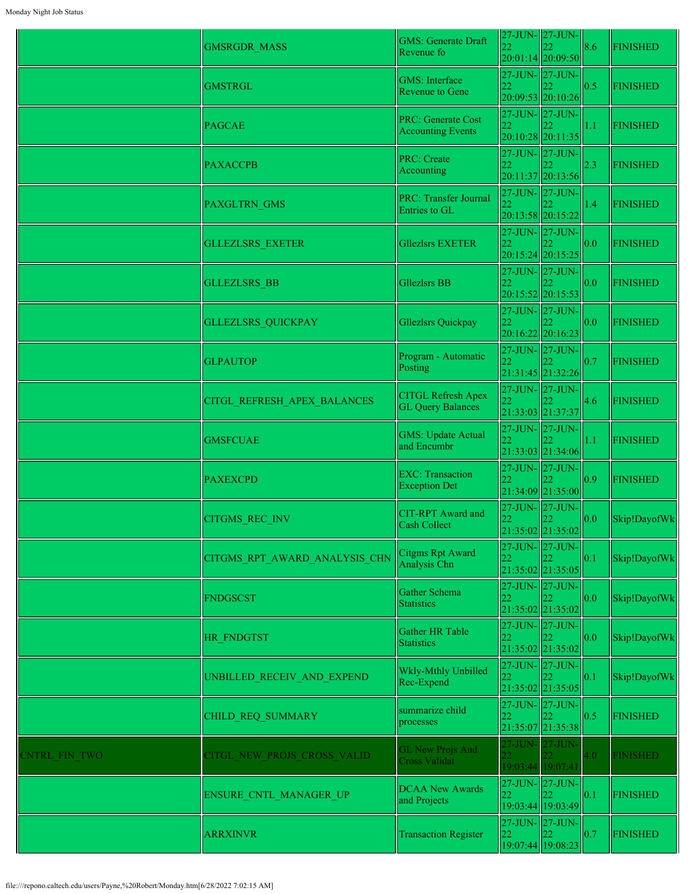| | | | | | | |
|---|---|---|---|---|---|---|
| | GMSRGDR_MASS | GMS: Generate Draft Revenue fo | 27-JUN-22 20:01:14 | 27-JUN-22 20:09:50 | 8.6 | FINISHED |
| | GMSTRGL | GMS: Interface Revenue to Gene | 27-JUN-22 20:09:53 | 27-JUN-22 20:10:26 | 0.5 | FINISHED |
| | PAGCAE | PRC: Generate Cost Accounting Events | 27-JUN-22 20:10:28 | 27-JUN-22 20:11:35 | 1.1 | FINISHED |
| | PAXACCPB | PRC: Create Accounting | 27-JUN-22 20:11:37 | 27-JUN-22 20:13:56 | 2.3 | FINISHED |
| | PAXGLTRN_GMS | PRC: Transfer Journal Entries to GL | 27-JUN-22 20:13:58 | 27-JUN-22 20:15:22 | 1.4 | FINISHED |
| | GLLEZLSRS_EXETER | Gllezlsrs EXETER | 27-JUN-22 20:15:24 | 27-JUN-22 20:15:25 | 0.0 | FINISHED |
| | GLLEZLSRS_BB | Gllezlsrs BB | 27-JUN-22 20:15:52 | 27-JUN-22 20:15:53 | 0.0 | FINISHED |
| | GLLEZLSRS_QUICKPAY | Gllezlsrs Quickpay | 27-JUN-22 20:16:22 | 27-JUN-22 20:16:23 | 0.0 | FINISHED |
| | GLPAUTOP | Program - Automatic Posting | 27-JUN-22 21:31:45 | 27-JUN-22 21:32:26 | 0.7 | FINISHED |
| | CITGL_REFRESH_APEX_BALANCES | CITGL Refresh Apex GL Query Balances | 27-JUN-22 21:33:03 | 27-JUN-22 21:37:37 | 4.6 | FINISHED |
| | GMSFCUAE | GMS: Update Actual and Encumbr | 27-JUN-22 21:33:03 | 27-JUN-22 21:34:06 | 1.1 | FINISHED |
| | PAXEXCPD | EXC: Transaction Exception Det | 27-JUN-22 21:34:09 | 27-JUN-22 21:35:00 | 0.9 | FINISHED |
| | CITGMS_REC_INV | CIT-RPT Award and Cash Collect | 27-JUN-22 21:35:02 | 27-JUN-22 21:35:02 | 0.0 | Skip!DayofWk |
| | CITGMS_RPT_AWARD_ANALYSIS_CHN | Citgms Rpt Award Analysis Chn | 27-JUN-22 21:35:02 | 27-JUN-22 21:35:05 | 0.1 | Skip!DayofWk |
| | FNDGSCST | Gather Schema Statistics | 27-JUN-22 21:35:02 | 27-JUN-22 21:35:02 | 0.0 | Skip!DayofWk |
| | HR_FNDGTST | Gather HR Table Statistics | 27-JUN-22 21:35:02 | 27-JUN-22 21:35:02 | 0.0 | Skip!DayofWk |
| | UNBILLED_RECEIV_AND_EXPEND | Wkly-Mthly Unbilled Rec-Expend | 27-JUN-22 21:35:02 | 27-JUN-22 21:35:05 | 0.1 | Skip!DayofWk |
| | CHILD_REQ_SUMMARY | summarize child processes | 27-JUN-22 21:35:07 | 27-JUN-22 21:35:38 | 0.5 | FINISHED |
| CNTRL_FIN_TWO | CITGL_NEW_PROJS_CROSS_VALID | GL New Projs And Cross Validat | 27-JUN-22 19:03:44 | 27-JUN-22 19:07:41 | 4.0 | FINISHED |
| | ENSURE_CNTL_MANAGER_UP | DCAA New Awards and Projects | 27-JUN-22 19:03:44 | 27-JUN-22 19:03:49 | 0.1 | FINISHED |
| | ARRXINVR | Transaction Register | 27-JUN-22 19:07:44 | 27-JUN-22 19:08:23 | 0.7 | FINISHED |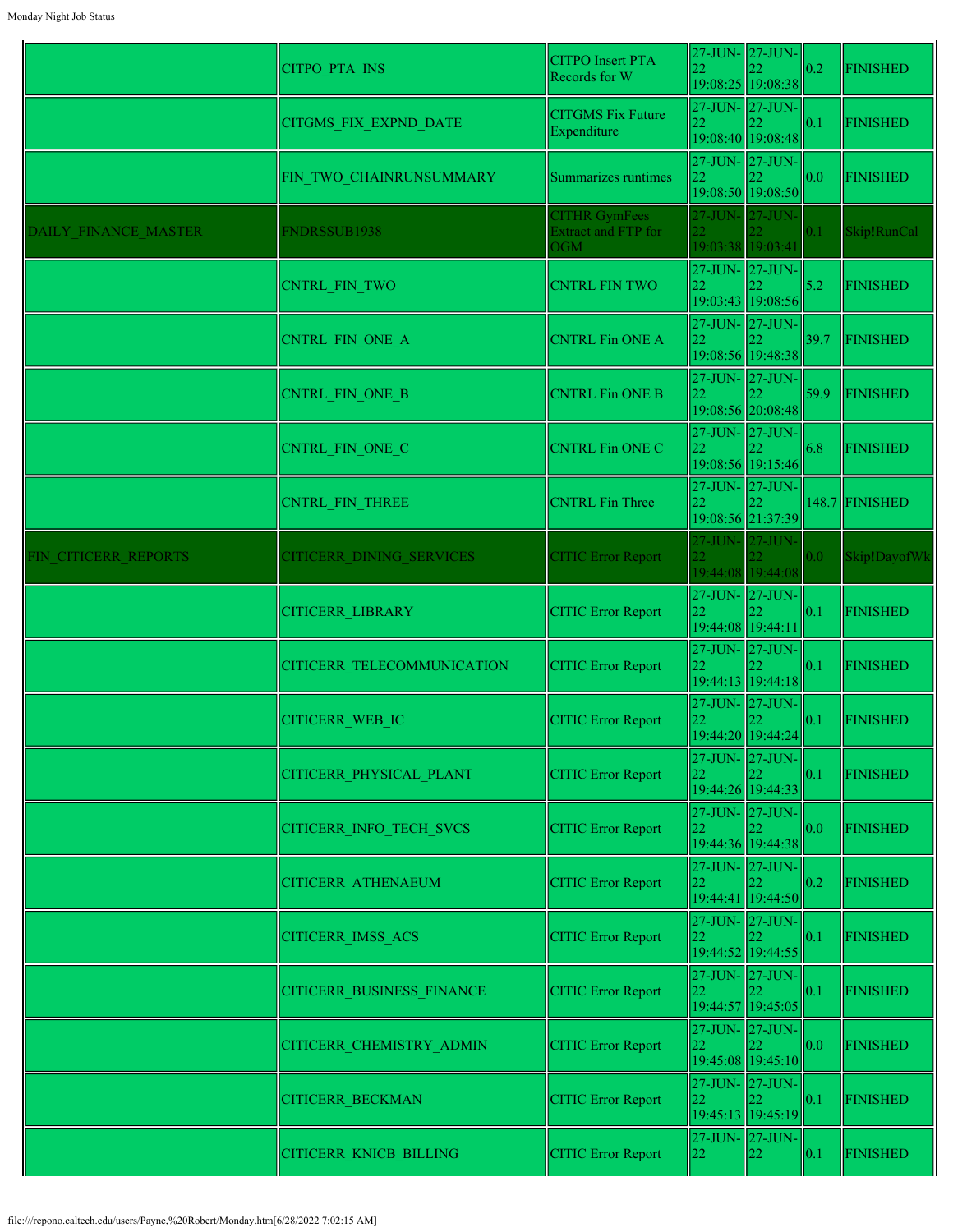| | | | | | | |
|---|---|---|---|---|---|---|
| | CITPO_PTA_INS | CITPO Insert PTA Records for W | 27-JUN-22 19:08:25 | 27-JUN-22 19:08:38 | 0.2 | FINISHED |
| | CITGMS_FIX_EXPND_DATE | CITGMS Fix Future Expenditure | 27-JUN-22 19:08:40 | 27-JUN-22 19:08:48 | 0.1 | FINISHED |
| | FIN_TWO_CHAINRUNSUMMARY | Summarizes runtimes | 27-JUN-22 19:08:50 | 27-JUN-22 19:08:50 | 0.0 | FINISHED |
| DAILY_FINANCE_MASTER | FNDRSSUB1938 | CITHR GymFees Extract and FTP for OGM | 27-JUN-22 19:03:38 | 27-JUN-22 19:03:41 | 0.1 | Skip!RunCal |
| | CNTRL_FIN_TWO | CNTRL FIN TWO | 27-JUN-22 19:03:43 | 27-JUN-22 19:08:56 | 5.2 | FINISHED |
| | CNTRL_FIN_ONE_A | CNTRL Fin ONE A | 27-JUN-22 19:08:56 | 27-JUN-22 19:48:38 | 39.7 | FINISHED |
| | CNTRL_FIN_ONE_B | CNTRL Fin ONE B | 27-JUN-22 19:08:56 | 27-JUN-22 20:08:48 | 59.9 | FINISHED |
| | CNTRL_FIN_ONE_C | CNTRL Fin ONE C | 27-JUN-22 19:08:56 | 27-JUN-22 19:15:46 | 6.8 | FINISHED |
| | CNTRL_FIN_THREE | CNTRL Fin Three | 27-JUN-22 19:08:56 | 27-JUN-22 21:37:39 | 148.7 | FINISHED |
| FIN_CITICERR_REPORTS | CITICERR_DINING_SERVICES | CITIC Error Report | 27-JUN-22 19:44:08 | 27-JUN-22 19:44:08 | 0.0 | Skip!DayofWk |
| | CITICERR_LIBRARY | CITIC Error Report | 27-JUN-22 19:44:08 | 27-JUN-22 19:44:11 | 0.1 | FINISHED |
| | CITICERR_TELECOMMUNICATION | CITIC Error Report | 27-JUN-22 19:44:13 | 27-JUN-22 19:44:18 | 0.1 | FINISHED |
| | CITICERR_WEB_IC | CITIC Error Report | 27-JUN-22 19:44:20 | 27-JUN-22 19:44:24 | 0.1 | FINISHED |
| | CITICERR_PHYSICAL_PLANT | CITIC Error Report | 27-JUN-22 19:44:26 | 27-JUN-22 19:44:33 | 0.1 | FINISHED |
| | CITICERR_INFO_TECH_SVCS | CITIC Error Report | 27-JUN-22 19:44:36 | 27-JUN-22 19:44:38 | 0.0 | FINISHED |
| | CITICERR_ATHENAEUM | CITIC Error Report | 27-JUN-22 19:44:41 | 27-JUN-22 19:44:50 | 0.2 | FINISHED |
| | CITICERR_IMSS_ACS | CITIC Error Report | 27-JUN-22 19:44:52 | 27-JUN-22 19:44:55 | 0.1 | FINISHED |
| | CITICERR_BUSINESS_FINANCE | CITIC Error Report | 27-JUN-22 19:44:57 | 27-JUN-22 19:45:05 | 0.1 | FINISHED |
| | CITICERR_CHEMISTRY_ADMIN | CITIC Error Report | 27-JUN-22 19:45:08 | 27-JUN-22 19:45:10 | 0.0 | FINISHED |
| | CITICERR_BECKMAN | CITIC Error Report | 27-JUN-22 19:45:13 | 27-JUN-22 19:45:19 | 0.1 | FINISHED |
| | CITICERR_KNICB_BILLING | CITIC Error Report | 27-JUN-22 | 27-JUN-22 | 0.1 | FINISHED |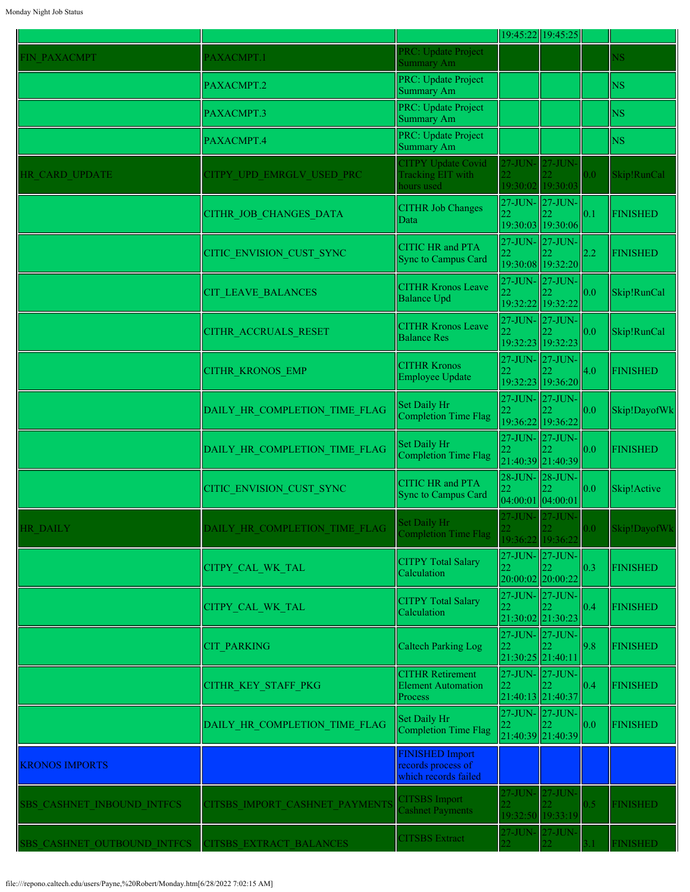| | | | 19:45:22 | 19:45:25 | | |
|---|---|---|---|---|---|---|
| FIN_PAXACMPT | PAXACMPT.1 | PRC: Update Project Summary Am | | | | NS |
| | PAXACMPT.2 | PRC: Update Project Summary Am | | | | NS |
| | PAXACMPT.3 | PRC: Update Project Summary Am | | | | NS |
| | PAXACMPT.4 | PRC: Update Project Summary Am | | | | NS |
| HR_CARD_UPDATE | CITPY_UPD_EMRGLV_USED_PRC | CITPY Update Covid Tracking EIT with hours used | 27-JUN-22 19:30:02 | 27-JUN-22 19:30:03 | 0.0 | Skip!RunCal |
| | CITHR_JOB_CHANGES_DATA | CITHR Job Changes Data | 27-JUN-22 19:30:03 | 27-JUN-22 19:30:06 | 0.1 | FINISHED |
| | CITIC_ENVISION_CUST_SYNC | CITIC HR and PTA Sync to Campus Card | 27-JUN-22 19:30:08 | 27-JUN-22 19:32:20 | 2.2 | FINISHED |
| | CIT_LEAVE_BALANCES | CITHR Kronos Leave Balance Upd | 27-JUN-22 19:32:22 | 27-JUN-22 19:32:22 | 0.0 | Skip!RunCal |
| | CITHR_ACCRUALS_RESET | CITHR Kronos Leave Balance Res | 27-JUN-22 19:32:23 | 27-JUN-22 19:32:23 | 0.0 | Skip!RunCal |
| | CITHR_KRONOS_EMP | CITHR Kronos Employee Update | 27-JUN-22 19:32:23 | 27-JUN-22 19:36:20 | 4.0 | FINISHED |
| | DAILY_HR_COMPLETION_TIME_FLAG | Set Daily Hr Completion Time Flag | 27-JUN-22 19:36:22 | 27-JUN-22 19:36:22 | 0.0 | Skip!DayofWk |
| | DAILY_HR_COMPLETION_TIME_FLAG | Set Daily Hr Completion Time Flag | 27-JUN-22 21:40:39 | 27-JUN-22 21:40:39 | 0.0 | FINISHED |
| | CITIC_ENVISION_CUST_SYNC | CITIC HR and PTA Sync to Campus Card | 28-JUN-22 04:00:01 | 28-JUN-22 04:00:01 | 0.0 | Skip!Active |
| HR_DAILY | DAILY_HR_COMPLETION_TIME_FLAG | Set Daily Hr Completion Time Flag | 27-JUN-22 19:36:22 | 27-JUN-22 19:36:22 | 0.0 | Skip!DayofWk |
| | CITPY_CAL_WK_TAL | CITPY Total Salary Calculation | 27-JUN-22 20:00:02 | 27-JUN-22 20:00:22 | 0.3 | FINISHED |
| | CITPY_CAL_WK_TAL | CITPY Total Salary Calculation | 27-JUN-22 21:30:02 | 27-JUN-22 21:30:23 | 0.4 | FINISHED |
| | CIT_PARKING | Caltech Parking Log | 27-JUN-22 21:30:25 | 27-JUN-22 21:40:11 | 9.8 | FINISHED |
| | CITHR_KEY_STAFF_PKG | CITHR Retirement Element Automation Process | 27-JUN-22 21:40:13 | 27-JUN-22 21:40:37 | 0.4 | FINISHED |
| | DAILY_HR_COMPLETION_TIME_FLAG | Set Daily Hr Completion Time Flag | 27-JUN-22 21:40:39 | 27-JUN-22 21:40:39 | 0.0 | FINISHED |
| KRONOS IMPORTS | | FINISHED Import records process of which records failed | | | | |
| SBS_CASHNET_INBOUND_INTFCS | CITSBS_IMPORT_CASHNET_PAYMENTS | CITSBS Import Cashnet Payments | 27-JUN-22 19:32:50 | 27-JUN-22 19:33:19 | 0.5 | FINISHED |
| SBS_CASHNET_OUTBOUND_INTFCS | CITSBS_EXTRACT_BALANCES | CITSBS Extract | 27-JUN-22 | 27-JUN-22 | 3.1 | FINISHED |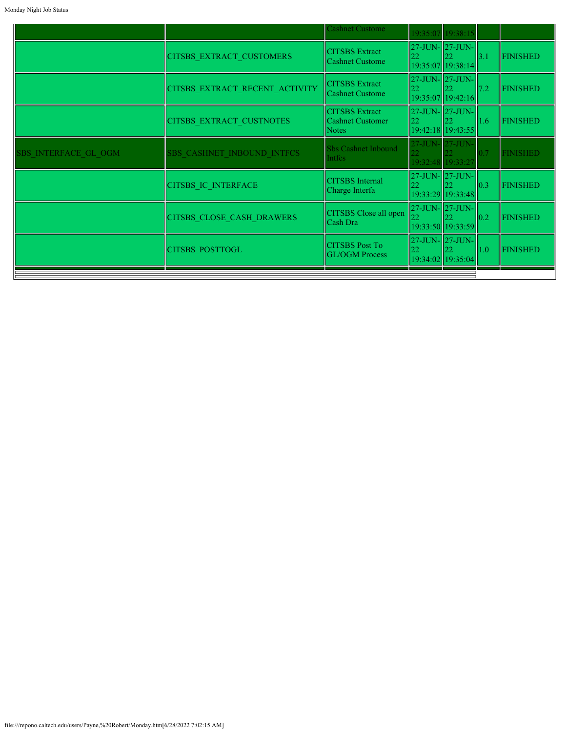| | | | | | | |
|---|---|---|---|---|---|---|
| | | Cashnet Custome | 19:35:07 | 19:38:15 | | |
| | CITSBS_EXTRACT_CUSTOMERS | CITSBS Extract Cashnet Custome | 27-JUN-22 19:35:07 | 27-JUN-22 19:38:14 | 3.1 | FINISHED |
| | CITSBS_EXTRACT_RECENT_ACTIVITY | CITSBS Extract Cashnet Custome | 27-JUN-22 19:35:07 | 27-JUN-22 19:42:16 | 7.2 | FINISHED |
| | CITSBS_EXTRACT_CUSTNOTES | CITSBS Extract Cashnet Customer Notes | 27-JUN-22 19:42:18 | 27-JUN-22 19:43:55 | 1.6 | FINISHED |
| SBS_INTERFACE_GL_OGM | SBS_CASHNET_INBOUND_INTFCS | Sbs Cashnet Inbound Intfcs | 27-JUN-22 19:32:48 | 27-JUN-22 19:33:27 | 0.7 | FINISHED |
| | CITSBS_IC_INTERFACE | CITSBS Internal Charge Interfa | 27-JUN-22 19:33:29 | 27-JUN-22 19:33:48 | 0.3 | FINISHED |
| | CITSBS_CLOSE_CASH_DRAWERS | CITSBS Close all open Cash Dra | 27-JUN-22 19:33:50 | 27-JUN-22 19:33:59 | 0.2 | FINISHED |
| | CITSBS_POSTTOGL | CITSBS Post To GL/OGM Process | 27-JUN-22 19:34:02 | 27-JUN-22 19:35:04 | 1.0 | FINISHED |